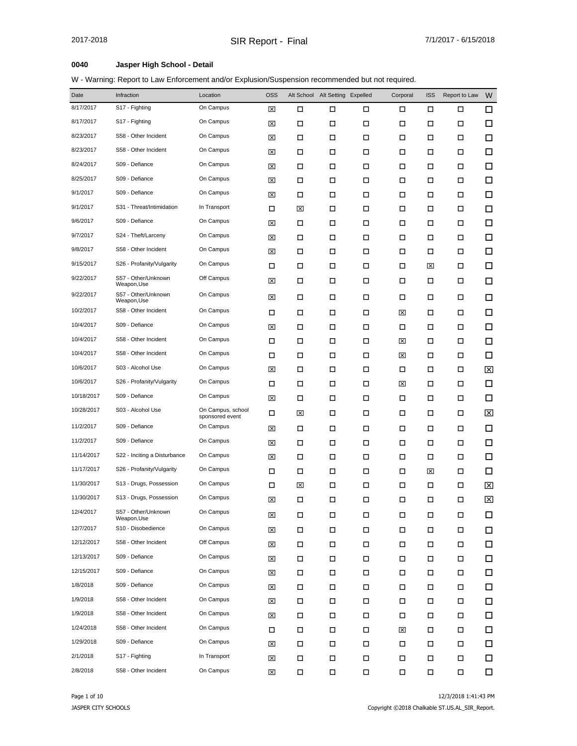**0040 Jasper High School - Detail**

W - Warning: Report to Law Enforcement and/or Explusion/Suspension recommended but not required.

| Date | Infraction | Location | OSS | Alt School | Alt Setting | Expelled | Corporal | ISS | Report to Law | W |
|---|---|---|---|---|---|---|---|---|---|---|
| 8/17/2017 | S17 - Fighting | On Campus | ☒ | ☐ | ☐ | ☐ | ☐ | ☐ | ☐ | ☐ |
| 8/17/2017 | S17 - Fighting | On Campus | ☒ | ☐ | ☐ | ☐ | ☐ | ☐ | ☐ | ☐ |
| 8/23/2017 | S58 - Other Incident | On Campus | ☒ | ☐ | ☐ | ☐ | ☐ | ☐ | ☐ | ☐ |
| 8/23/2017 | S58 - Other Incident | On Campus | ☒ | ☐ | ☐ | ☐ | ☐ | ☐ | ☐ | ☐ |
| 8/24/2017 | S09 - Defiance | On Campus | ☒ | ☐ | ☐ | ☐ | ☐ | ☐ | ☐ | ☐ |
| 8/25/2017 | S09 - Defiance | On Campus | ☒ | ☐ | ☐ | ☐ | ☐ | ☐ | ☐ | ☐ |
| 9/1/2017 | S09 - Defiance | On Campus | ☒ | ☐ | ☐ | ☐ | ☐ | ☐ | ☐ | ☐ |
| 9/1/2017 | S31 - Threat/Intimidation | In Transport | ☐ | ☒ | ☐ | ☐ | ☐ | ☐ | ☐ | ☐ |
| 9/6/2017 | S09 - Defiance | On Campus | ☒ | ☐ | ☐ | ☐ | ☐ | ☐ | ☐ | ☐ |
| 9/7/2017 | S24 - Theft/Larceny | On Campus | ☒ | ☐ | ☐ | ☐ | ☐ | ☐ | ☐ | ☐ |
| 9/8/2017 | S58 - Other Incident | On Campus | ☒ | ☐ | ☐ | ☐ | ☐ | ☐ | ☐ | ☐ |
| 9/15/2017 | S26 - Profanity/Vulgarity | On Campus | ☐ | ☐ | ☐ | ☐ | ☐ | ☒ | ☐ | ☐ |
| 9/22/2017 | S57 - Other/Unknown Weapon,Use | Off Campus | ☒ | ☐ | ☐ | ☐ | ☐ | ☐ | ☐ | ☐ |
| 9/22/2017 | S57 - Other/Unknown Weapon,Use | On Campus | ☒ | ☐ | ☐ | ☐ | ☐ | ☐ | ☐ | ☐ |
| 10/2/2017 | S58 - Other Incident | On Campus | ☐ | ☐ | ☐ | ☐ | ☒ | ☐ | ☐ | ☐ |
| 10/4/2017 | S09 - Defiance | On Campus | ☒ | ☐ | ☐ | ☐ | ☐ | ☐ | ☐ | ☐ |
| 10/4/2017 | S58 - Other Incident | On Campus | ☐ | ☐ | ☐ | ☐ | ☒ | ☐ | ☐ | ☐ |
| 10/4/2017 | S58 - Other Incident | On Campus | ☐ | ☐ | ☐ | ☐ | ☒ | ☐ | ☐ | ☐ |
| 10/6/2017 | S03 - Alcohol Use | On Campus | ☒ | ☐ | ☐ | ☐ | ☐ | ☐ | ☐ | ☒ |
| 10/6/2017 | S26 - Profanity/Vulgarity | On Campus | ☐ | ☐ | ☐ | ☐ | ☒ | ☐ | ☐ | ☐ |
| 10/18/2017 | S09 - Defiance | On Campus | ☒ | ☐ | ☐ | ☐ | ☐ | ☐ | ☐ | ☐ |
| 10/28/2017 | S03 - Alcohol Use | On Campus, school sponsored event | ☐ | ☒ | ☐ | ☐ | ☐ | ☐ | ☐ | ☒ |
| 11/2/2017 | S09 - Defiance | On Campus | ☒ | ☐ | ☐ | ☐ | ☐ | ☐ | ☐ | ☐ |
| 11/2/2017 | S09 - Defiance | On Campus | ☒ | ☐ | ☐ | ☐ | ☐ | ☐ | ☐ | ☐ |
| 11/14/2017 | S22 - Inciting a Disturbance | On Campus | ☒ | ☐ | ☐ | ☐ | ☐ | ☐ | ☐ | ☐ |
| 11/17/2017 | S26 - Profanity/Vulgarity | On Campus | ☐ | ☐ | ☐ | ☐ | ☐ | ☒ | ☐ | ☐ |
| 11/30/2017 | S13 - Drugs, Possession | On Campus | ☐ | ☒ | ☐ | ☐ | ☐ | ☐ | ☐ | ☒ |
| 11/30/2017 | S13 - Drugs, Possession | On Campus | ☒ | ☐ | ☐ | ☐ | ☐ | ☐ | ☐ | ☒ |
| 12/4/2017 | S57 - Other/Unknown Weapon,Use | On Campus | ☒ | ☐ | ☐ | ☐ | ☐ | ☐ | ☐ | ☐ |
| 12/7/2017 | S10 - Disobedience | On Campus | ☒ | ☐ | ☐ | ☐ | ☐ | ☐ | ☐ | ☐ |
| 12/12/2017 | S58 - Other Incident | Off Campus | ☒ | ☐ | ☐ | ☐ | ☐ | ☐ | ☐ | ☐ |
| 12/13/2017 | S09 - Defiance | On Campus | ☒ | ☐ | ☐ | ☐ | ☐ | ☐ | ☐ | ☐ |
| 12/15/2017 | S09 - Defiance | On Campus | ☒ | ☐ | ☐ | ☐ | ☐ | ☐ | ☐ | ☐ |
| 1/8/2018 | S09 - Defiance | On Campus | ☒ | ☐ | ☐ | ☐ | ☐ | ☐ | ☐ | ☐ |
| 1/9/2018 | S58 - Other Incident | On Campus | ☒ | ☐ | ☐ | ☐ | ☐ | ☐ | ☐ | ☐ |
| 1/9/2018 | S58 - Other Incident | On Campus | ☒ | ☐ | ☐ | ☐ | ☐ | ☐ | ☐ | ☐ |
| 1/24/2018 | S58 - Other Incident | On Campus | ☐ | ☐ | ☐ | ☐ | ☒ | ☐ | ☐ | ☐ |
| 1/29/2018 | S09 - Defiance | On Campus | ☒ | ☐ | ☐ | ☐ | ☐ | ☐ | ☐ | ☐ |
| 2/1/2018 | S17 - Fighting | In Transport | ☒ | ☐ | ☐ | ☐ | ☐ | ☐ | ☐ | ☐ |
| 2/8/2018 | S58 - Other Incident | On Campus | ☒ | ☐ | ☐ | ☐ | ☐ | ☐ | ☐ | ☐ |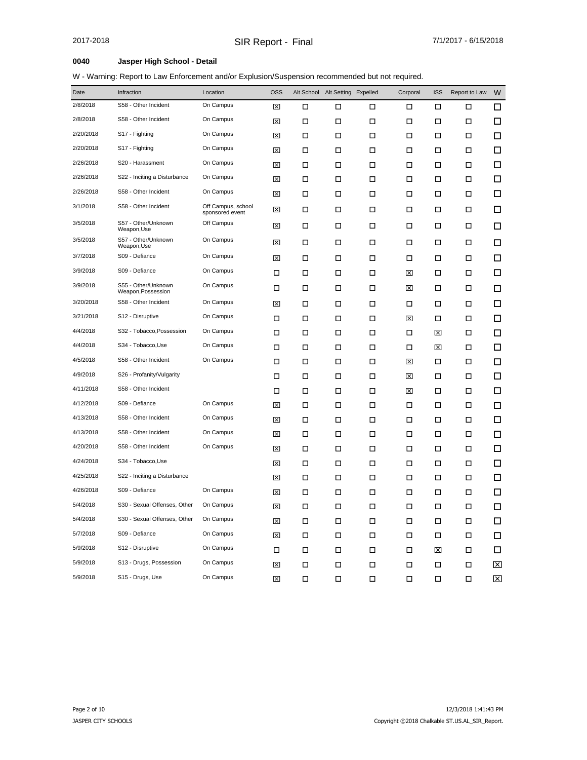2017-2018 SIR Report - Final 7/1/2017 - 6/15/2018

**0040 Jasper High School - Detail**

W - Warning: Report to Law Enforcement and/or Explusion/Suspension recommended but not required.

| Date | Infraction | Location | OSS | Alt School | Alt Setting | Expelled | Corporal | ISS | Report to Law | W |
|---|---|---|---|---|---|---|---|---|---|---|
| 2/8/2018 | S58 - Other Incident | On Campus | ☒ | ☐ | ☐ | ☐ | ☐ | ☐ | ☐ | ☐ |
| 2/8/2018 | S58 - Other Incident | On Campus | ☒ | ☐ | ☐ | ☐ | ☐ | ☐ | ☐ | ☐ |
| 2/20/2018 | S17 - Fighting | On Campus | ☒ | ☐ | ☐ | ☐ | ☐ | ☐ | ☐ | ☐ |
| 2/20/2018 | S17 - Fighting | On Campus | ☒ | ☐ | ☐ | ☐ | ☐ | ☐ | ☐ | ☐ |
| 2/26/2018 | S20 - Harassment | On Campus | ☒ | ☐ | ☐ | ☐ | ☐ | ☐ | ☐ | ☐ |
| 2/26/2018 | S22 - Inciting a Disturbance | On Campus | ☒ | ☐ | ☐ | ☐ | ☐ | ☐ | ☐ | ☐ |
| 2/26/2018 | S58 - Other Incident | On Campus | ☒ | ☐ | ☐ | ☐ | ☐ | ☐ | ☐ | ☐ |
| 3/1/2018 | S58 - Other Incident | Off Campus, school sponsored event | ☒ | ☐ | ☐ | ☐ | ☐ | ☐ | ☐ | ☐ |
| 3/5/2018 | S57 - Other/Unknown Weapon,Use | Off Campus | ☒ | ☐ | ☐ | ☐ | ☐ | ☐ | ☐ | ☐ |
| 3/5/2018 | S57 - Other/Unknown Weapon,Use | On Campus | ☒ | ☐ | ☐ | ☐ | ☐ | ☐ | ☐ | ☐ |
| 3/7/2018 | S09 - Defiance | On Campus | ☒ | ☐ | ☐ | ☐ | ☐ | ☐ | ☐ | ☐ |
| 3/9/2018 | S09 - Defiance | On Campus | ☐ | ☐ | ☐ | ☐ | ☒ | ☐ | ☐ | ☐ |
| 3/9/2018 | S55 - Other/Unknown Weapon,Possession | On Campus | ☐ | ☐ | ☐ | ☐ | ☒ | ☐ | ☐ | ☐ |
| 3/20/2018 | S58 - Other Incident | On Campus | ☒ | ☐ | ☐ | ☐ | ☐ | ☐ | ☐ | ☐ |
| 3/21/2018 | S12 - Disruptive | On Campus | ☐ | ☐ | ☐ | ☐ | ☒ | ☐ | ☐ | ☐ |
| 4/4/2018 | S32 - Tobacco,Possession | On Campus | ☐ | ☐ | ☐ | ☐ | ☐ | ☒ | ☐ | ☐ |
| 4/4/2018 | S34 - Tobacco,Use | On Campus | ☐ | ☐ | ☐ | ☐ | ☐ | ☒ | ☐ | ☐ |
| 4/5/2018 | S58 - Other Incident | On Campus | ☐ | ☐ | ☐ | ☐ | ☒ | ☐ | ☐ | ☐ |
| 4/9/2018 | S26 - Profanity/Vulgarity | | ☐ | ☐ | ☐ | ☐ | ☒ | ☐ | ☐ | ☐ |
| 4/11/2018 | S58 - Other Incident | | ☐ | ☐ | ☐ | ☐ | ☒ | ☐ | ☐ | ☐ |
| 4/12/2018 | S09 - Defiance | On Campus | ☒ | ☐ | ☐ | ☐ | ☐ | ☐ | ☐ | ☐ |
| 4/13/2018 | S58 - Other Incident | On Campus | ☒ | ☐ | ☐ | ☐ | ☐ | ☐ | ☐ | ☐ |
| 4/13/2018 | S58 - Other Incident | On Campus | ☒ | ☐ | ☐ | ☐ | ☐ | ☐ | ☐ | ☐ |
| 4/20/2018 | S58 - Other Incident | On Campus | ☒ | ☐ | ☐ | ☐ | ☐ | ☐ | ☐ | ☐ |
| 4/24/2018 | S34 - Tobacco,Use | | ☒ | ☐ | ☐ | ☐ | ☐ | ☐ | ☐ | ☐ |
| 4/25/2018 | S22 - Inciting a Disturbance | | ☒ | ☐ | ☐ | ☐ | ☐ | ☐ | ☐ | ☐ |
| 4/26/2018 | S09 - Defiance | On Campus | ☒ | ☐ | ☐ | ☐ | ☐ | ☐ | ☐ | ☐ |
| 5/4/2018 | S30 - Sexual Offenses, Other | On Campus | ☒ | ☐ | ☐ | ☐ | ☐ | ☐ | ☐ | ☐ |
| 5/4/2018 | S30 - Sexual Offenses, Other | On Campus | ☒ | ☐ | ☐ | ☐ | ☐ | ☐ | ☐ | ☐ |
| 5/7/2018 | S09 - Defiance | On Campus | ☒ | ☐ | ☐ | ☐ | ☐ | ☐ | ☐ | ☐ |
| 5/9/2018 | S12 - Disruptive | On Campus | ☐ | ☐ | ☐ | ☐ | ☐ | ☒ | ☐ | ☐ |
| 5/9/2018 | S13 - Drugs, Possession | On Campus | ☒ | ☐ | ☐ | ☐ | ☐ | ☐ | ☐ | ☒ |
| 5/9/2018 | S15 - Drugs, Use | On Campus | ☒ | ☐ | ☐ | ☐ | ☐ | ☐ | ☐ | ☒ |

JASPER CITY SCHOOLS 12/3/2018 1:41:43 PM

Copyright ©2018 Chalkable ST.US.AL_SIR_Report.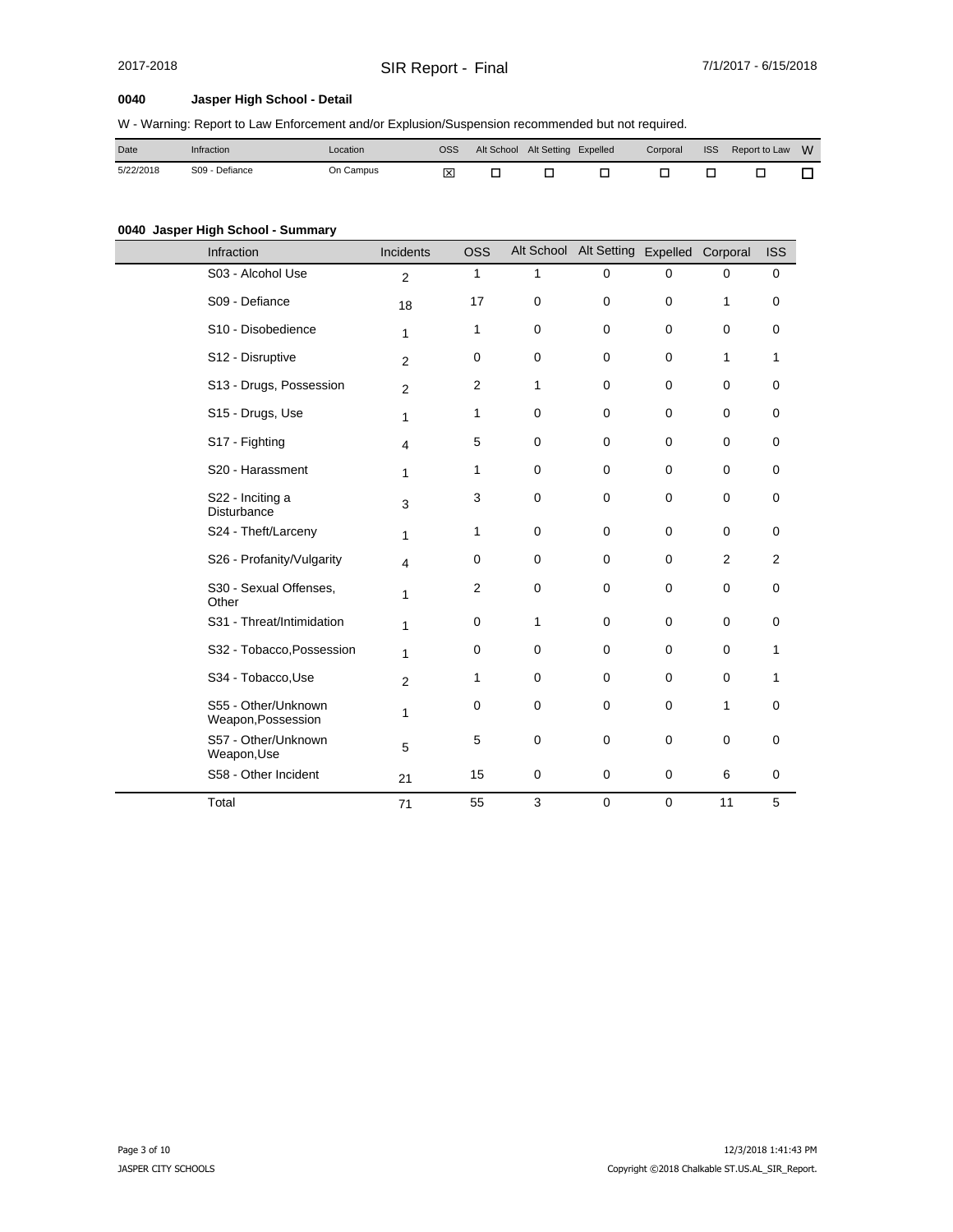**0040 Jasper High School - Detail**

W - Warning: Report to Law Enforcement and/or Explusion/Suspension recommended but not required.

| Date | Infraction | Location | OSS | Alt School | Alt Setting | Expelled | Corporal | ISS | Report to Law | W |
|---|---|---|---|---|---|---|---|---|---|---|
| 5/22/2018 | S09 - Defiance | On Campus | ☒ | ☐ | ☐ | ☐ | ☐ | ☐ | ☐ | ☐ |

**0040 Jasper High School - Summary**

| Infraction | Incidents | OSS | Alt School | Alt Setting | Expelled | Corporal | ISS |
|---|---|---|---|---|---|---|---|
| S03 - Alcohol Use | 2 | 1 | 1 | 0 | 0 | 0 | 0 |
| S09 - Defiance | 18 | 17 | 0 | 0 | 0 | 1 | 0 |
| S10 - Disobedience | 1 | 1 | 0 | 0 | 0 | 0 | 0 |
| S12 - Disruptive | 2 | 0 | 0 | 0 | 0 | 1 | 1 |
| S13 - Drugs, Possession | 2 | 2 | 1 | 0 | 0 | 0 | 0 |
| S15 - Drugs, Use | 1 | 1 | 0 | 0 | 0 | 0 | 0 |
| S17 - Fighting | 4 | 5 | 0 | 0 | 0 | 0 | 0 |
| S20 - Harassment | 1 | 1 | 0 | 0 | 0 | 0 | 0 |
| S22 - Inciting a Disturbance | 3 | 3 | 0 | 0 | 0 | 0 | 0 |
| S24 - Theft/Larceny | 1 | 1 | 0 | 0 | 0 | 0 | 0 |
| S26 - Profanity/Vulgarity | 4 | 0 | 0 | 0 | 0 | 2 | 2 |
| S30 - Sexual Offenses, Other | 1 | 2 | 0 | 0 | 0 | 0 | 0 |
| S31 - Threat/Intimidation | 1 | 0 | 1 | 0 | 0 | 0 | 0 |
| S32 - Tobacco,Possession | 1 | 0 | 0 | 0 | 0 | 0 | 1 |
| S34 - Tobacco,Use | 2 | 1 | 0 | 0 | 0 | 0 | 1 |
| S55 - Other/Unknown Weapon,Possession | 1 | 0 | 0 | 0 | 0 | 1 | 0 |
| S57 - Other/Unknown Weapon,Use | 5 | 5 | 0 | 0 | 0 | 0 | 0 |
| S58 - Other Incident | 21 | 15 | 0 | 0 | 0 | 6 | 0 |
| Total | 71 | 55 | 3 | 0 | 0 | 11 | 5 |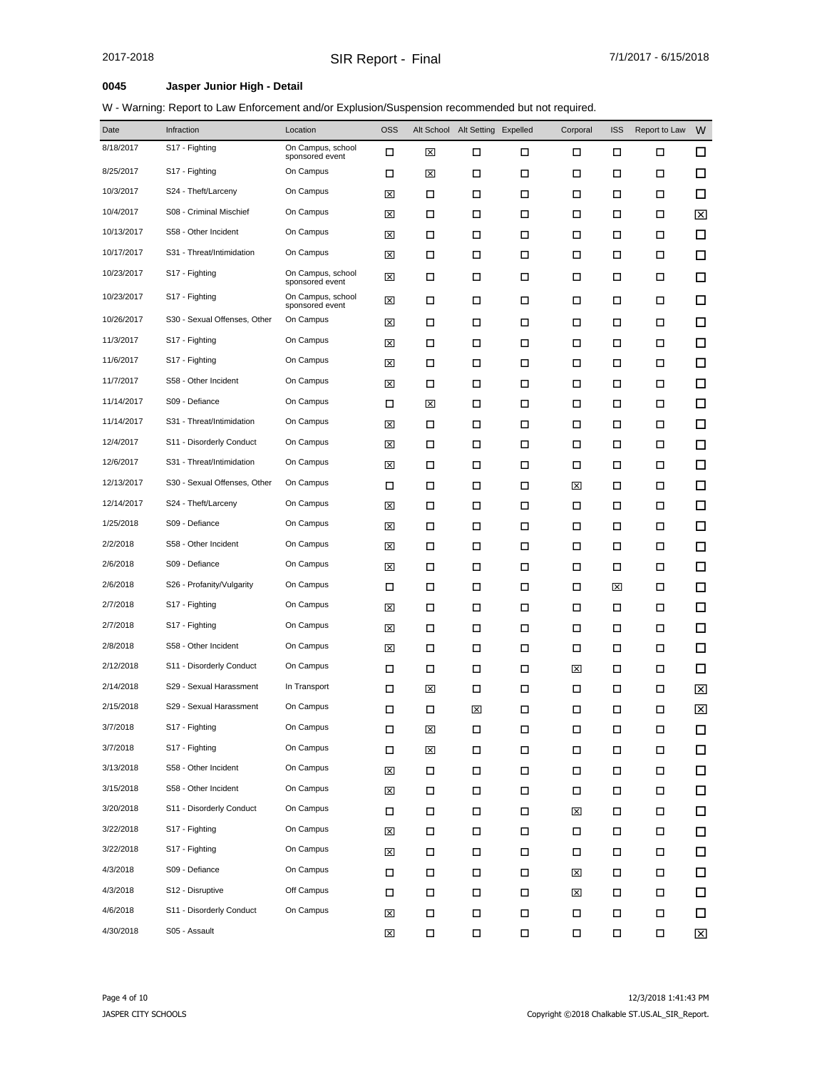**0045 Jasper Junior High - Detail**

W - Warning: Report to Law Enforcement and/or Explusion/Suspension recommended but not required.

| Date | Infraction | Location | OSS | Alt School | Alt Setting | Expelled | Corporal | ISS | Report to Law | W |
|---|---|---|---|---|---|---|---|---|---|---|
| 8/18/2017 | S17 - Fighting | On Campus, school sponsored event | ☐ | ☒ | ☐ | ☐ | ☐ | ☐ | ☐ | ☐ |
| 8/25/2017 | S17 - Fighting | On Campus | ☐ | ☒ | ☐ | ☐ | ☐ | ☐ | ☐ | ☐ |
| 10/3/2017 | S24 - Theft/Larceny | On Campus | ☒ | ☐ | ☐ | ☐ | ☐ | ☐ | ☐ | ☐ |
| 10/4/2017 | S08 - Criminal Mischief | On Campus | ☒ | ☐ | ☐ | ☐ | ☐ | ☐ | ☐ | ☒ |
| 10/13/2017 | S58 - Other Incident | On Campus | ☒ | ☐ | ☐ | ☐ | ☐ | ☐ | ☐ | ☐ |
| 10/17/2017 | S31 - Threat/Intimidation | On Campus | ☒ | ☐ | ☐ | ☐ | ☐ | ☐ | ☐ | ☐ |
| 10/23/2017 | S17 - Fighting | On Campus, school sponsored event | ☒ | ☐ | ☐ | ☐ | ☐ | ☐ | ☐ | ☐ |
| 10/23/2017 | S17 - Fighting | On Campus, school sponsored event | ☒ | ☐ | ☐ | ☐ | ☐ | ☐ | ☐ | ☐ |
| 10/26/2017 | S30 - Sexual Offenses, Other | On Campus | ☒ | ☐ | ☐ | ☐ | ☐ | ☐ | ☐ | ☐ |
| 11/3/2017 | S17 - Fighting | On Campus | ☒ | ☐ | ☐ | ☐ | ☐ | ☐ | ☐ | ☐ |
| 11/6/2017 | S17 - Fighting | On Campus | ☒ | ☐ | ☐ | ☐ | ☐ | ☐ | ☐ | ☐ |
| 11/7/2017 | S58 - Other Incident | On Campus | ☒ | ☐ | ☐ | ☐ | ☐ | ☐ | ☐ | ☐ |
| 11/14/2017 | S09 - Defiance | On Campus | ☐ | ☒ | ☐ | ☐ | ☐ | ☐ | ☐ | ☐ |
| 11/14/2017 | S31 - Threat/Intimidation | On Campus | ☒ | ☐ | ☐ | ☐ | ☐ | ☐ | ☐ | ☐ |
| 12/4/2017 | S11 - Disorderly Conduct | On Campus | ☒ | ☐ | ☐ | ☐ | ☐ | ☐ | ☐ | ☐ |
| 12/6/2017 | S31 - Threat/Intimidation | On Campus | ☒ | ☐ | ☐ | ☐ | ☐ | ☐ | ☐ | ☐ |
| 12/13/2017 | S30 - Sexual Offenses, Other | On Campus | ☐ | ☐ | ☐ | ☐ | ☒ | ☐ | ☐ | ☐ |
| 12/14/2017 | S24 - Theft/Larceny | On Campus | ☒ | ☐ | ☐ | ☐ | ☐ | ☐ | ☐ | ☐ |
| 1/25/2018 | S09 - Defiance | On Campus | ☒ | ☐ | ☐ | ☐ | ☐ | ☐ | ☐ | ☐ |
| 2/2/2018 | S58 - Other Incident | On Campus | ☒ | ☐ | ☐ | ☐ | ☐ | ☐ | ☐ | ☐ |
| 2/6/2018 | S09 - Defiance | On Campus | ☒ | ☐ | ☐ | ☐ | ☐ | ☐ | ☐ | ☐ |
| 2/6/2018 | S26 - Profanity/Vulgarity | On Campus | ☐ | ☐ | ☐ | ☐ | ☐ | ☒ | ☐ | ☐ |
| 2/7/2018 | S17 - Fighting | On Campus | ☒ | ☐ | ☐ | ☐ | ☐ | ☐ | ☐ | ☐ |
| 2/7/2018 | S17 - Fighting | On Campus | ☒ | ☐ | ☐ | ☐ | ☐ | ☐ | ☐ | ☐ |
| 2/8/2018 | S58 - Other Incident | On Campus | ☒ | ☐ | ☐ | ☐ | ☐ | ☐ | ☐ | ☐ |
| 2/12/2018 | S11 - Disorderly Conduct | On Campus | ☐ | ☐ | ☐ | ☐ | ☒ | ☐ | ☐ | ☐ |
| 2/14/2018 | S29 - Sexual Harassment | In Transport | ☐ | ☒ | ☐ | ☐ | ☐ | ☐ | ☐ | ☒ |
| 2/15/2018 | S29 - Sexual Harassment | On Campus | ☐ | ☐ | ☒ | ☐ | ☐ | ☐ | ☐ | ☒ |
| 3/7/2018 | S17 - Fighting | On Campus | ☐ | ☒ | ☐ | ☐ | ☐ | ☐ | ☐ | ☐ |
| 3/7/2018 | S17 - Fighting | On Campus | ☐ | ☒ | ☐ | ☐ | ☐ | ☐ | ☐ | ☐ |
| 3/13/2018 | S58 - Other Incident | On Campus | ☒ | ☐ | ☐ | ☐ | ☐ | ☐ | ☐ | ☐ |
| 3/15/2018 | S58 - Other Incident | On Campus | ☒ | ☐ | ☐ | ☐ | ☐ | ☐ | ☐ | ☐ |
| 3/20/2018 | S11 - Disorderly Conduct | On Campus | ☐ | ☐ | ☐ | ☐ | ☒ | ☐ | ☐ | ☐ |
| 3/22/2018 | S17 - Fighting | On Campus | ☒ | ☐ | ☐ | ☐ | ☐ | ☐ | ☐ | ☐ |
| 3/22/2018 | S17 - Fighting | On Campus | ☒ | ☐ | ☐ | ☐ | ☐ | ☐ | ☐ | ☐ |
| 4/3/2018 | S09 - Defiance | On Campus | ☐ | ☐ | ☐ | ☐ | ☒ | ☐ | ☐ | ☐ |
| 4/3/2018 | S12 - Disruptive | Off Campus | ☐ | ☐ | ☐ | ☐ | ☒ | ☐ | ☐ | ☐ |
| 4/6/2018 | S11 - Disorderly Conduct | On Campus | ☒ | ☐ | ☐ | ☐ | ☐ | ☐ | ☐ | ☐ |
| 4/30/2018 | S05 - Assault | | ☒ | ☐ | ☐ | ☐ | ☐ | ☐ | ☐ | ☒ |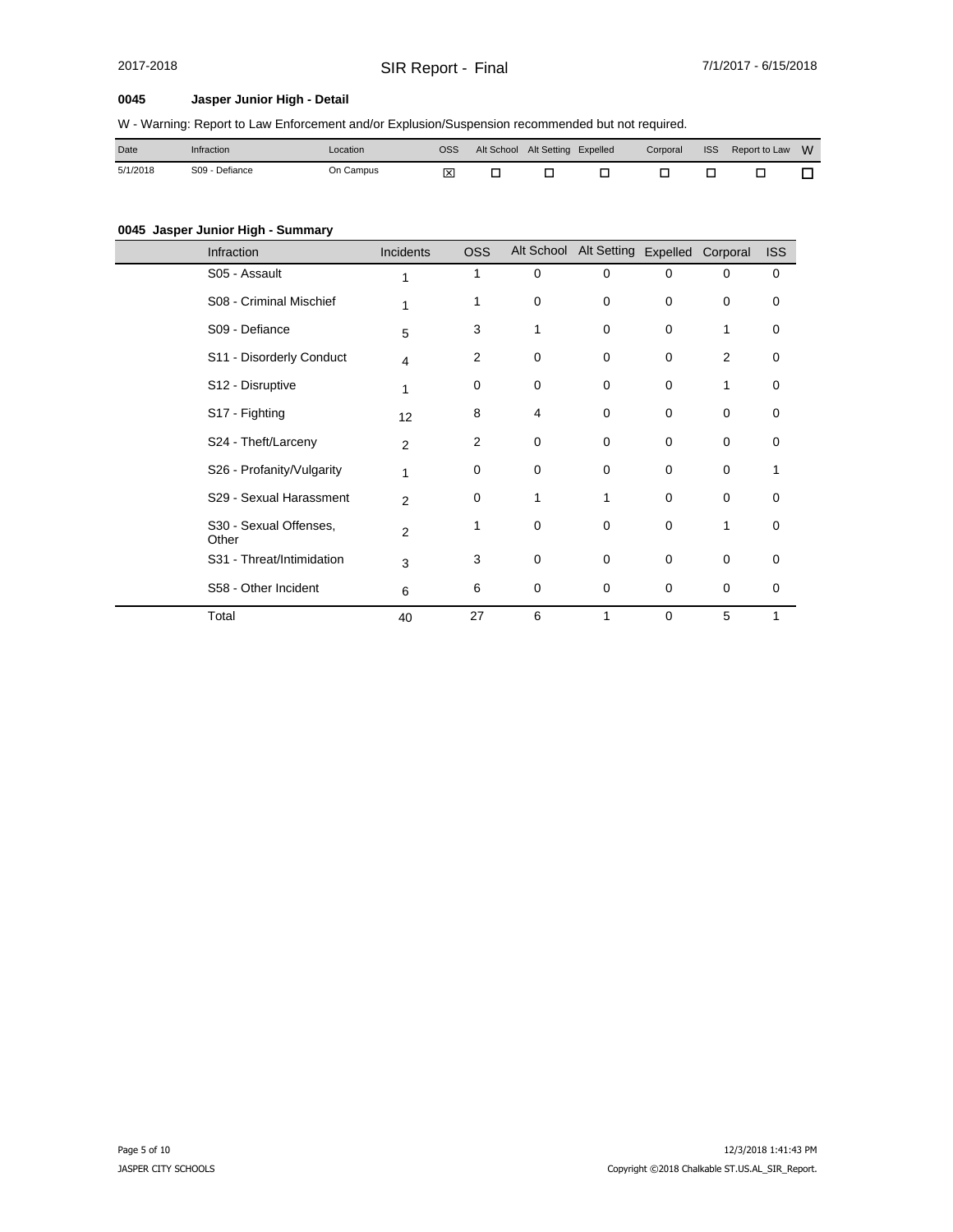**0045 Jasper Junior High - Detail**

W - Warning: Report to Law Enforcement and/or Explusion/Suspension recommended but not required.

| Date | Infraction | Location | OSS | Alt School | Alt Setting | Expelled | Corporal | ISS | Report to Law | W |
|---|---|---|---|---|---|---|---|---|---|---|
| 5/1/2018 | S09 - Defiance | On Campus | ☒ | ☐ | ☐ | ☐ | ☐ | ☐ | ☐ | ☐ |

**0045 Jasper Junior High - Summary**

| Infraction | Incidents | OSS | Alt School | Alt Setting | Expelled | Corporal | ISS |
|---|---|---|---|---|---|---|---|
| S05 - Assault | 1 | 1 | 0 | 0 | 0 | 0 | 0 |
| S08 - Criminal Mischief | 1 | 1 | 0 | 0 | 0 | 0 | 0 |
| S09 - Defiance | 5 | 3 | 1 | 0 | 0 | 1 | 0 |
| S11 - Disorderly Conduct | 4 | 2 | 0 | 0 | 0 | 2 | 0 |
| S12 - Disruptive | 1 | 0 | 0 | 0 | 0 | 1 | 0 |
| S17 - Fighting | 12 | 8 | 4 | 0 | 0 | 0 | 0 |
| S24 - Theft/Larceny | 2 | 2 | 0 | 0 | 0 | 0 | 0 |
| S26 - Profanity/Vulgarity | 1 | 0 | 0 | 0 | 0 | 0 | 1 |
| S29 - Sexual Harassment | 2 | 0 | 1 | 1 | 0 | 0 | 0 |
| S30 - Sexual Offenses, Other | 2 | 1 | 0 | 0 | 0 | 1 | 0 |
| S31 - Threat/Intimidation | 3 | 3 | 0 | 0 | 0 | 0 | 0 |
| S58 - Other Incident | 6 | 6 | 0 | 0 | 0 | 0 | 0 |
| Total | 40 | 27 | 6 | 1 | 0 | 5 | 1 |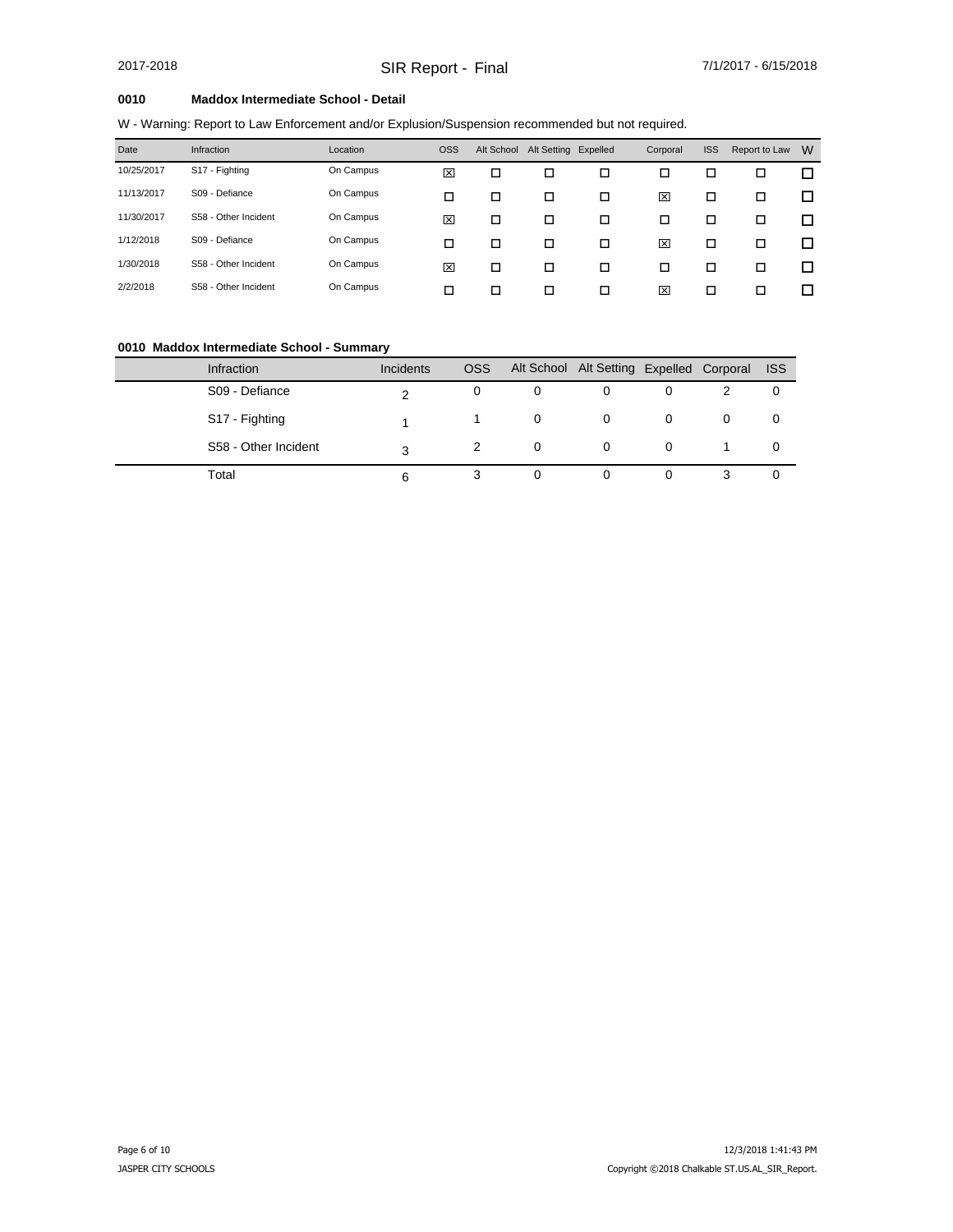## 0010 Maddox Intermediate School - Detail

W - Warning: Report to Law Enforcement and/or Explusion/Suspension recommended but not required.

| Date | Infraction | Location | OSS | Alt School | Alt Setting | Expelled | Corporal | ISS | Report to Law | W |
|---|---|---|---|---|---|---|---|---|---|---|
| 10/25/2017 | S17 - Fighting | On Campus | ☒ | ☐ | ☐ | ☐ | ☐ | ☐ | ☐ | ☐ |
| 11/13/2017 | S09 - Defiance | On Campus | ☐ | ☐ | ☐ | ☐ | ☒ | ☐ | ☐ | ☐ |
| 11/30/2017 | S58 - Other Incident | On Campus | ☒ | ☐ | ☐ | ☐ | ☐ | ☐ | ☐ | ☐ |
| 1/12/2018 | S09 - Defiance | On Campus | ☐ | ☐ | ☐ | ☐ | ☒ | ☐ | ☐ | ☐ |
| 1/30/2018 | S58 - Other Incident | On Campus | ☒ | ☐ | ☐ | ☐ | ☐ | ☐ | ☐ | ☐ |
| 2/2/2018 | S58 - Other Incident | On Campus | ☐ | ☐ | ☐ | ☐ | ☒ | ☐ | ☐ | ☐ |

## 0010 Maddox Intermediate School - Summary

| Infraction | Incidents | OSS | Alt School | Alt Setting | Expelled | Corporal | ISS |
|---|---|---|---|---|---|---|---|
| S09 - Defiance | 2 | 0 | 0 | 0 | 0 | 2 | 0 |
| S17 - Fighting | 1 | 1 | 0 | 0 | 0 | 0 | 0 |
| S58 - Other Incident | 3 | 2 | 0 | 0 | 0 | 1 | 0 |
| Total | 6 | 3 | 0 | 0 | 0 | 3 | 0 |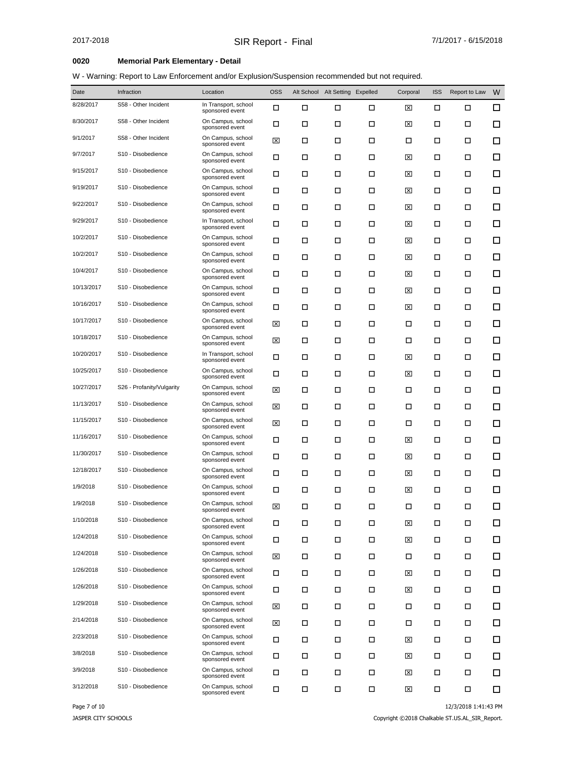**0020 Memorial Park Elementary - Detail**

W - Warning: Report to Law Enforcement and/or Explusion/Suspension recommended but not required.

| Date | Infraction | Location | OSS | Alt School | Alt Setting | Expelled | Corporal | ISS | Report to Law | W |
|---|---|---|---|---|---|---|---|---|---|---|
| 8/28/2017 | S58 - Other Incident | In Transport, school sponsored event | ☐ | ☐ | ☐ | ☐ | ☒ | ☐ | ☐ | ☐ |
| 8/30/2017 | S58 - Other Incident | On Campus, school sponsored event | ☐ | ☐ | ☐ | ☐ | ☒ | ☐ | ☐ | ☐ |
| 9/1/2017 | S58 - Other Incident | On Campus, school sponsored event | ☒ | ☐ | ☐ | ☐ | ☐ | ☐ | ☐ | ☐ |
| 9/7/2017 | S10 - Disobedience | On Campus, school sponsored event | ☐ | ☐ | ☐ | ☐ | ☒ | ☐ | ☐ | ☐ |
| 9/15/2017 | S10 - Disobedience | On Campus, school sponsored event | ☐ | ☐ | ☐ | ☐ | ☒ | ☐ | ☐ | ☐ |
| 9/19/2017 | S10 - Disobedience | On Campus, school sponsored event | ☐ | ☐ | ☐ | ☐ | ☒ | ☐ | ☐ | ☐ |
| 9/22/2017 | S10 - Disobedience | On Campus, school sponsored event | ☐ | ☐ | ☐ | ☐ | ☒ | ☐ | ☐ | ☐ |
| 9/29/2017 | S10 - Disobedience | In Transport, school sponsored event | ☐ | ☐ | ☐ | ☐ | ☒ | ☐ | ☐ | ☐ |
| 10/2/2017 | S10 - Disobedience | On Campus, school sponsored event | ☐ | ☐ | ☐ | ☐ | ☒ | ☐ | ☐ | ☐ |
| 10/2/2017 | S10 - Disobedience | On Campus, school sponsored event | ☐ | ☐ | ☐ | ☐ | ☒ | ☐ | ☐ | ☐ |
| 10/4/2017 | S10 - Disobedience | On Campus, school sponsored event | ☐ | ☐ | ☐ | ☐ | ☒ | ☐ | ☐ | ☐ |
| 10/13/2017 | S10 - Disobedience | On Campus, school sponsored event | ☐ | ☐ | ☐ | ☐ | ☒ | ☐ | ☐ | ☐ |
| 10/16/2017 | S10 - Disobedience | On Campus, school sponsored event | ☐ | ☐ | ☐ | ☐ | ☒ | ☐ | ☐ | ☐ |
| 10/17/2017 | S10 - Disobedience | On Campus, school sponsored event | ☒ | ☐ | ☐ | ☐ | ☐ | ☐ | ☐ | ☐ |
| 10/18/2017 | S10 - Disobedience | On Campus, school sponsored event | ☒ | ☐ | ☐ | ☐ | ☐ | ☐ | ☐ | ☐ |
| 10/20/2017 | S10 - Disobedience | In Transport, school sponsored event | ☐ | ☐ | ☐ | ☐ | ☒ | ☐ | ☐ | ☐ |
| 10/25/2017 | S10 - Disobedience | On Campus, school sponsored event | ☐ | ☐ | ☐ | ☐ | ☒ | ☐ | ☐ | ☐ |
| 10/27/2017 | S26 - Profanity/Vulgarity | On Campus, school sponsored event | ☒ | ☐ | ☐ | ☐ | ☐ | ☐ | ☐ | ☐ |
| 11/13/2017 | S10 - Disobedience | On Campus, school sponsored event | ☒ | ☐ | ☐ | ☐ | ☐ | ☐ | ☐ | ☐ |
| 11/15/2017 | S10 - Disobedience | On Campus, school sponsored event | ☒ | ☐ | ☐ | ☐ | ☐ | ☐ | ☐ | ☐ |
| 11/16/2017 | S10 - Disobedience | On Campus, school sponsored event | ☐ | ☐ | ☐ | ☐ | ☒ | ☐ | ☐ | ☐ |
| 11/30/2017 | S10 - Disobedience | On Campus, school sponsored event | ☐ | ☐ | ☐ | ☐ | ☒ | ☐ | ☐ | ☐ |
| 12/18/2017 | S10 - Disobedience | On Campus, school sponsored event | ☐ | ☐ | ☐ | ☐ | ☒ | ☐ | ☐ | ☐ |
| 1/9/2018 | S10 - Disobedience | On Campus, school sponsored event | ☐ | ☐ | ☐ | ☐ | ☒ | ☐ | ☐ | ☐ |
| 1/9/2018 | S10 - Disobedience | On Campus, school sponsored event | ☒ | ☐ | ☐ | ☐ | ☐ | ☐ | ☐ | ☐ |
| 1/10/2018 | S10 - Disobedience | On Campus, school sponsored event | ☐ | ☐ | ☐ | ☐ | ☒ | ☐ | ☐ | ☐ |
| 1/24/2018 | S10 - Disobedience | On Campus, school sponsored event | ☐ | ☐ | ☐ | ☐ | ☒ | ☐ | ☐ | ☐ |
| 1/24/2018 | S10 - Disobedience | On Campus, school sponsored event | ☒ | ☐ | ☐ | ☐ | ☐ | ☐ | ☐ | ☐ |
| 1/26/2018 | S10 - Disobedience | On Campus, school sponsored event | ☐ | ☐ | ☐ | ☐ | ☒ | ☐ | ☐ | ☐ |
| 1/26/2018 | S10 - Disobedience | On Campus, school sponsored event | ☐ | ☐ | ☐ | ☐ | ☒ | ☐ | ☐ | ☐ |
| 1/29/2018 | S10 - Disobedience | On Campus, school sponsored event | ☒ | ☐ | ☐ | ☐ | ☐ | ☐ | ☐ | ☐ |
| 2/14/2018 | S10 - Disobedience | On Campus, school sponsored event | ☒ | ☐ | ☐ | ☐ | ☐ | ☐ | ☐ | ☐ |
| 2/23/2018 | S10 - Disobedience | On Campus, school sponsored event | ☐ | ☐ | ☐ | ☐ | ☒ | ☐ | ☐ | ☐ |
| 3/8/2018 | S10 - Disobedience | On Campus, school sponsored event | ☐ | ☐ | ☐ | ☐ | ☒ | ☐ | ☐ | ☐ |
| 3/9/2018 | S10 - Disobedience | On Campus, school sponsored event | ☐ | ☐ | ☐ | ☐ | ☒ | ☐ | ☐ | ☐ |
| 3/12/2018 | S10 - Disobedience | On Campus, school sponsored event | ☐ | ☐ | ☐ | ☐ | ☒ | ☐ | ☐ | ☐ |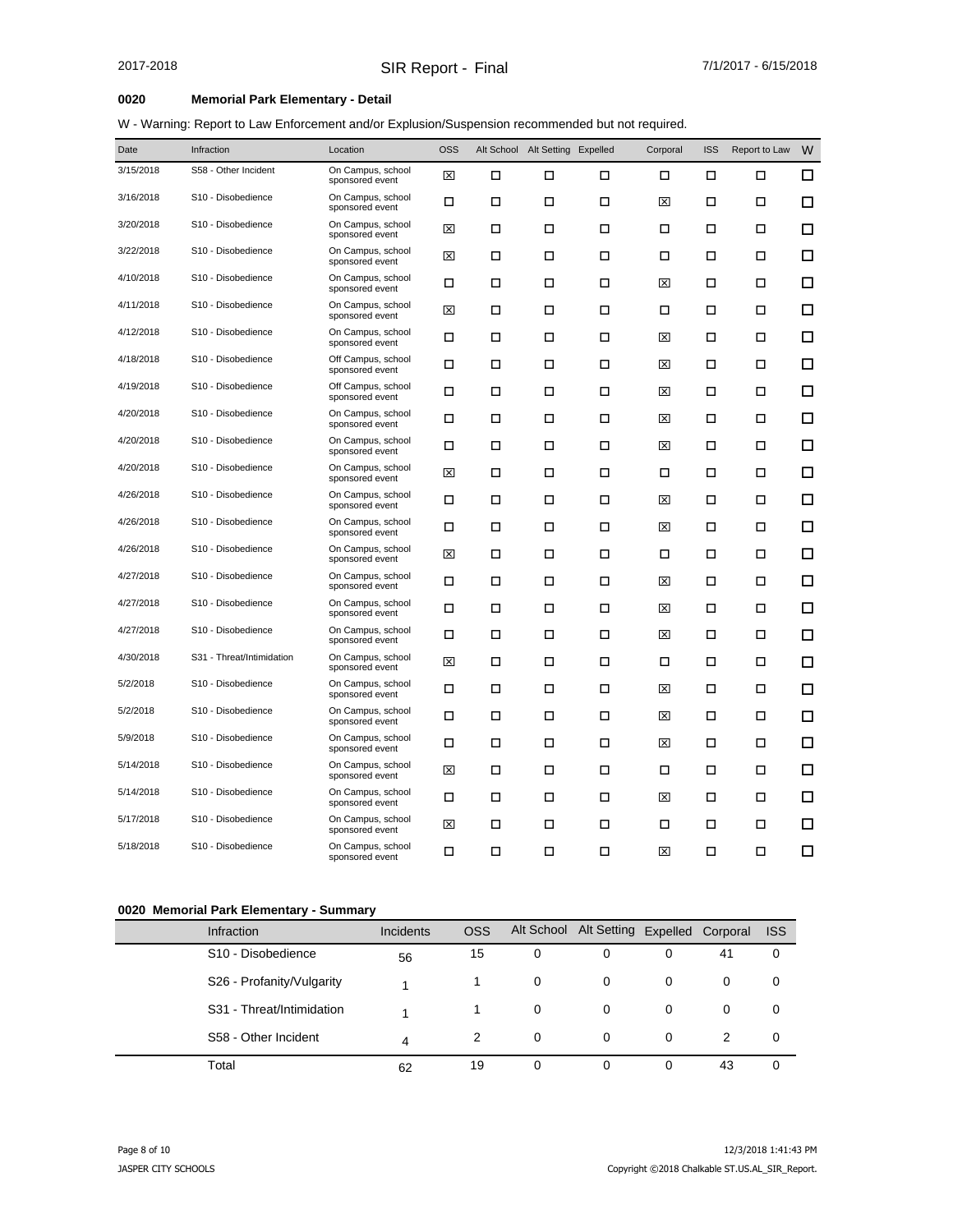**0020 Memorial Park Elementary - Detail**

W - Warning: Report to Law Enforcement and/or Explusion/Suspension recommended but not required.

| Date | Infraction | Location | OSS | Alt School | Alt Setting | Expelled | Corporal | ISS | Report to Law | W |
|---|---|---|---|---|---|---|---|---|---|---|
| 3/15/2018 | S58 - Other Incident | On Campus, school sponsored event | ☒ | ☐ | ☐ | ☐ | ☐ | ☐ | ☐ | ☐ |
| 3/16/2018 | S10 - Disobedience | On Campus, school sponsored event | ☐ | ☐ | ☐ | ☐ | ☒ | ☐ | ☐ | ☐ |
| 3/20/2018 | S10 - Disobedience | On Campus, school sponsored event | ☒ | ☐ | ☐ | ☐ | ☐ | ☐ | ☐ | ☐ |
| 3/22/2018 | S10 - Disobedience | On Campus, school sponsored event | ☒ | ☐ | ☐ | ☐ | ☐ | ☐ | ☐ | ☐ |
| 4/10/2018 | S10 - Disobedience | On Campus, school sponsored event | ☐ | ☐ | ☐ | ☐ | ☒ | ☐ | ☐ | ☐ |
| 4/11/2018 | S10 - Disobedience | On Campus, school sponsored event | ☒ | ☐ | ☐ | ☐ | ☐ | ☐ | ☐ | ☐ |
| 4/12/2018 | S10 - Disobedience | On Campus, school sponsored event | ☐ | ☐ | ☐ | ☐ | ☒ | ☐ | ☐ | ☐ |
| 4/18/2018 | S10 - Disobedience | Off Campus, school sponsored event | ☐ | ☐ | ☐ | ☐ | ☒ | ☐ | ☐ | ☐ |
| 4/19/2018 | S10 - Disobedience | Off Campus, school sponsored event | ☐ | ☐ | ☐ | ☐ | ☒ | ☐ | ☐ | ☐ |
| 4/20/2018 | S10 - Disobedience | On Campus, school sponsored event | ☐ | ☐ | ☐ | ☐ | ☒ | ☐ | ☐ | ☐ |
| 4/20/2018 | S10 - Disobedience | On Campus, school sponsored event | ☐ | ☐ | ☐ | ☐ | ☒ | ☐ | ☐ | ☐ |
| 4/20/2018 | S10 - Disobedience | On Campus, school sponsored event | ☒ | ☐ | ☐ | ☐ | ☐ | ☐ | ☐ | ☐ |
| 4/26/2018 | S10 - Disobedience | On Campus, school sponsored event | ☐ | ☐ | ☐ | ☐ | ☒ | ☐ | ☐ | ☐ |
| 4/26/2018 | S10 - Disobedience | On Campus, school sponsored event | ☐ | ☐ | ☐ | ☐ | ☒ | ☐ | ☐ | ☐ |
| 4/26/2018 | S10 - Disobedience | On Campus, school sponsored event | ☒ | ☐ | ☐ | ☐ | ☐ | ☐ | ☐ | ☐ |
| 4/27/2018 | S10 - Disobedience | On Campus, school sponsored event | ☐ | ☐ | ☐ | ☐ | ☒ | ☐ | ☐ | ☐ |
| 4/27/2018 | S10 - Disobedience | On Campus, school sponsored event | ☐ | ☐ | ☐ | ☐ | ☒ | ☐ | ☐ | ☐ |
| 4/27/2018 | S10 - Disobedience | On Campus, school sponsored event | ☐ | ☐ | ☐ | ☐ | ☒ | ☐ | ☐ | ☐ |
| 4/30/2018 | S31 - Threat/Intimidation | On Campus, school sponsored event | ☒ | ☐ | ☐ | ☐ | ☐ | ☐ | ☐ | ☐ |
| 5/2/2018 | S10 - Disobedience | On Campus, school sponsored event | ☐ | ☐ | ☐ | ☐ | ☒ | ☐ | ☐ | ☐ |
| 5/2/2018 | S10 - Disobedience | On Campus, school sponsored event | ☐ | ☐ | ☐ | ☐ | ☒ | ☐ | ☐ | ☐ |
| 5/9/2018 | S10 - Disobedience | On Campus, school sponsored event | ☐ | ☐ | ☐ | ☐ | ☒ | ☐ | ☐ | ☐ |
| 5/14/2018 | S10 - Disobedience | On Campus, school sponsored event | ☒ | ☐ | ☐ | ☐ | ☐ | ☐ | ☐ | ☐ |
| 5/14/2018 | S10 - Disobedience | On Campus, school sponsored event | ☐ | ☐ | ☐ | ☐ | ☒ | ☐ | ☐ | ☐ |
| 5/17/2018 | S10 - Disobedience | On Campus, school sponsored event | ☒ | ☐ | ☐ | ☐ | ☐ | ☐ | ☐ | ☐ |
| 5/18/2018 | S10 - Disobedience | On Campus, school sponsored event | ☐ | ☐ | ☐ | ☐ | ☒ | ☐ | ☐ | ☐ |

**0020 Memorial Park Elementary - Summary**

| Infraction | Incidents | OSS | Alt School | Alt Setting | Expelled | Corporal | ISS |
|---|---|---|---|---|---|---|---|
| S10 - Disobedience | 56 | 15 | 0 | 0 | 0 | 41 | 0 |
| S26 - Profanity/Vulgarity | 1 | 1 | 0 | 0 | 0 | 0 | 0 |
| S31 - Threat/Intimidation | 1 | 1 | 0 | 0 | 0 | 0 | 0 |
| S58 - Other Incident | 4 | 2 | 0 | 0 | 0 | 2 | 0 |
| Total | 62 | 19 | 0 | 0 | 0 | 43 | 0 |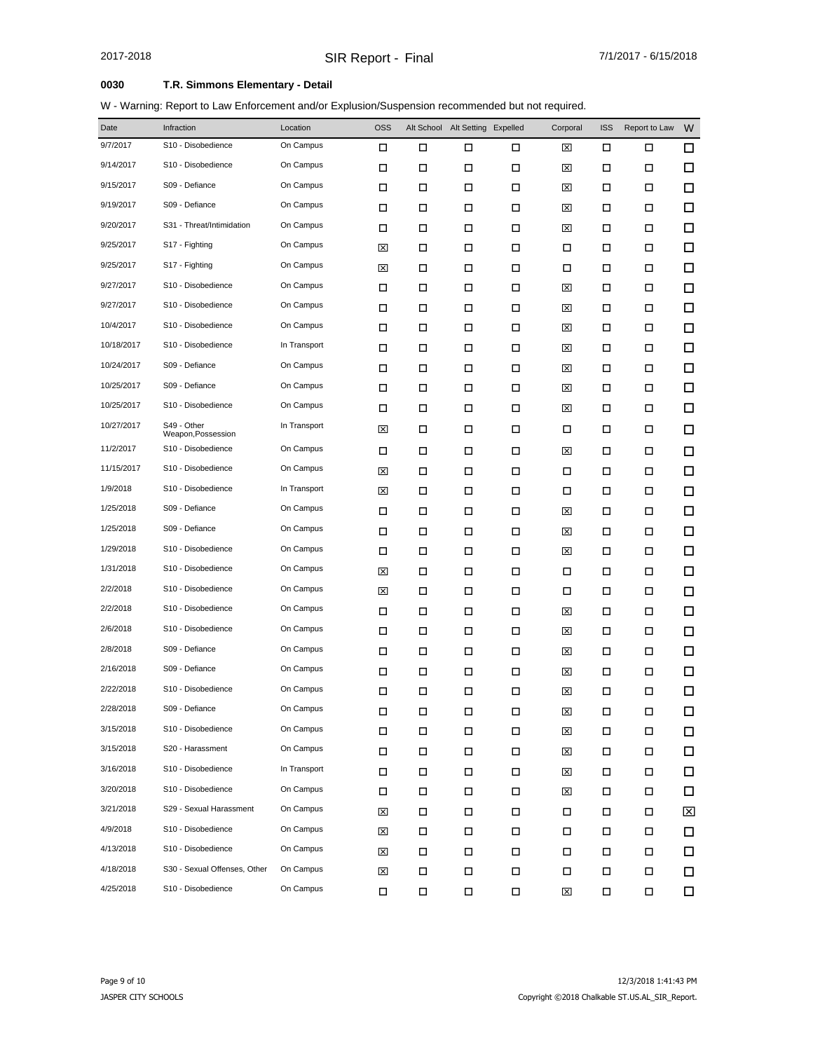**0030 T.R. Simmons Elementary - Detail**

W - Warning: Report to Law Enforcement and/or Explusion/Suspension recommended but not required.

| Date | Infraction | Location | OSS | Alt School | Alt Setting | Expelled | Corporal | ISS | Report to Law | W |
|---|---|---|---|---|---|---|---|---|---|---|
| 9/7/2017 | S10 - Disobedience | On Campus | ☐ | ☐ | ☐ | ☐ | ☒ | ☐ | ☐ | ☐ |
| 9/14/2017 | S10 - Disobedience | On Campus | ☐ | ☐ | ☐ | ☐ | ☒ | ☐ | ☐ | ☐ |
| 9/15/2017 | S09 - Defiance | On Campus | ☐ | ☐ | ☐ | ☐ | ☒ | ☐ | ☐ | ☐ |
| 9/19/2017 | S09 - Defiance | On Campus | ☐ | ☐ | ☐ | ☐ | ☒ | ☐ | ☐ | ☐ |
| 9/20/2017 | S31 - Threat/Intimidation | On Campus | ☐ | ☐ | ☐ | ☐ | ☒ | ☐ | ☐ | ☐ |
| 9/25/2017 | S17 - Fighting | On Campus | ☒ | ☐ | ☐ | ☐ | ☐ | ☐ | ☐ | ☐ |
| 9/25/2017 | S17 - Fighting | On Campus | ☒ | ☐ | ☐ | ☐ | ☐ | ☐ | ☐ | ☐ |
| 9/27/2017 | S10 - Disobedience | On Campus | ☐ | ☐ | ☐ | ☐ | ☒ | ☐ | ☐ | ☐ |
| 9/27/2017 | S10 - Disobedience | On Campus | ☐ | ☐ | ☐ | ☐ | ☒ | ☐ | ☐ | ☐ |
| 10/4/2017 | S10 - Disobedience | On Campus | ☐ | ☐ | ☐ | ☐ | ☒ | ☐ | ☐ | ☐ |
| 10/18/2017 | S10 - Disobedience | In Transport | ☐ | ☐ | ☐ | ☐ | ☒ | ☐ | ☐ | ☐ |
| 10/24/2017 | S09 - Defiance | On Campus | ☐ | ☐ | ☐ | ☐ | ☒ | ☐ | ☐ | ☐ |
| 10/25/2017 | S09 - Defiance | On Campus | ☐ | ☐ | ☐ | ☐ | ☒ | ☐ | ☐ | ☐ |
| 10/25/2017 | S10 - Disobedience | On Campus | ☐ | ☐ | ☐ | ☐ | ☒ | ☐ | ☐ | ☐ |
| 10/27/2017 | S49 - Other Weapon,Possession | In Transport | ☒ | ☐ | ☐ | ☐ | ☐ | ☐ | ☐ | ☐ |
| 11/2/2017 | S10 - Disobedience | On Campus | ☐ | ☐ | ☐ | ☐ | ☒ | ☐ | ☐ | ☐ |
| 11/15/2017 | S10 - Disobedience | On Campus | ☒ | ☐ | ☐ | ☐ | ☐ | ☐ | ☐ | ☐ |
| 1/9/2018 | S10 - Disobedience | In Transport | ☒ | ☐ | ☐ | ☐ | ☐ | ☐ | ☐ | ☐ |
| 1/25/2018 | S09 - Defiance | On Campus | ☐ | ☐ | ☐ | ☐ | ☒ | ☐ | ☐ | ☐ |
| 1/25/2018 | S09 - Defiance | On Campus | ☐ | ☐ | ☐ | ☐ | ☒ | ☐ | ☐ | ☐ |
| 1/29/2018 | S10 - Disobedience | On Campus | ☐ | ☐ | ☐ | ☐ | ☒ | ☐ | ☐ | ☐ |
| 1/31/2018 | S10 - Disobedience | On Campus | ☒ | ☐ | ☐ | ☐ | ☐ | ☐ | ☐ | ☐ |
| 2/2/2018 | S10 - Disobedience | On Campus | ☒ | ☐ | ☐ | ☐ | ☐ | ☐ | ☐ | ☐ |
| 2/2/2018 | S10 - Disobedience | On Campus | ☐ | ☐ | ☐ | ☐ | ☒ | ☐ | ☐ | ☐ |
| 2/6/2018 | S10 - Disobedience | On Campus | ☐ | ☐ | ☐ | ☐ | ☒ | ☐ | ☐ | ☐ |
| 2/8/2018 | S09 - Defiance | On Campus | ☐ | ☐ | ☐ | ☐ | ☒ | ☐ | ☐ | ☐ |
| 2/16/2018 | S09 - Defiance | On Campus | ☐ | ☐ | ☐ | ☐ | ☒ | ☐ | ☐ | ☐ |
| 2/22/2018 | S10 - Disobedience | On Campus | ☐ | ☐ | ☐ | ☐ | ☒ | ☐ | ☐ | ☐ |
| 2/28/2018 | S09 - Defiance | On Campus | ☐ | ☐ | ☐ | ☐ | ☒ | ☐ | ☐ | ☐ |
| 3/15/2018 | S10 - Disobedience | On Campus | ☐ | ☐ | ☐ | ☐ | ☒ | ☐ | ☐ | ☐ |
| 3/15/2018 | S20 - Harassment | On Campus | ☐ | ☐ | ☐ | ☐ | ☒ | ☐ | ☐ | ☐ |
| 3/16/2018 | S10 - Disobedience | In Transport | ☐ | ☐ | ☐ | ☐ | ☒ | ☐ | ☐ | ☐ |
| 3/20/2018 | S10 - Disobedience | On Campus | ☐ | ☐ | ☐ | ☐ | ☒ | ☐ | ☐ | ☐ |
| 3/21/2018 | S29 - Sexual Harassment | On Campus | ☒ | ☐ | ☐ | ☐ | ☐ | ☐ | ☐ | ☒ |
| 4/9/2018 | S10 - Disobedience | On Campus | ☒ | ☐ | ☐ | ☐ | ☐ | ☐ | ☐ | ☐ |
| 4/13/2018 | S10 - Disobedience | On Campus | ☒ | ☐ | ☐ | ☐ | ☐ | ☐ | ☐ | ☐ |
| 4/18/2018 | S30 - Sexual Offenses, Other | On Campus | ☒ | ☐ | ☐ | ☐ | ☐ | ☐ | ☐ | ☐ |
| 4/25/2018 | S10 - Disobedience | On Campus | ☐ | ☐ | ☐ | ☐ | ☒ | ☐ | ☐ | ☐ |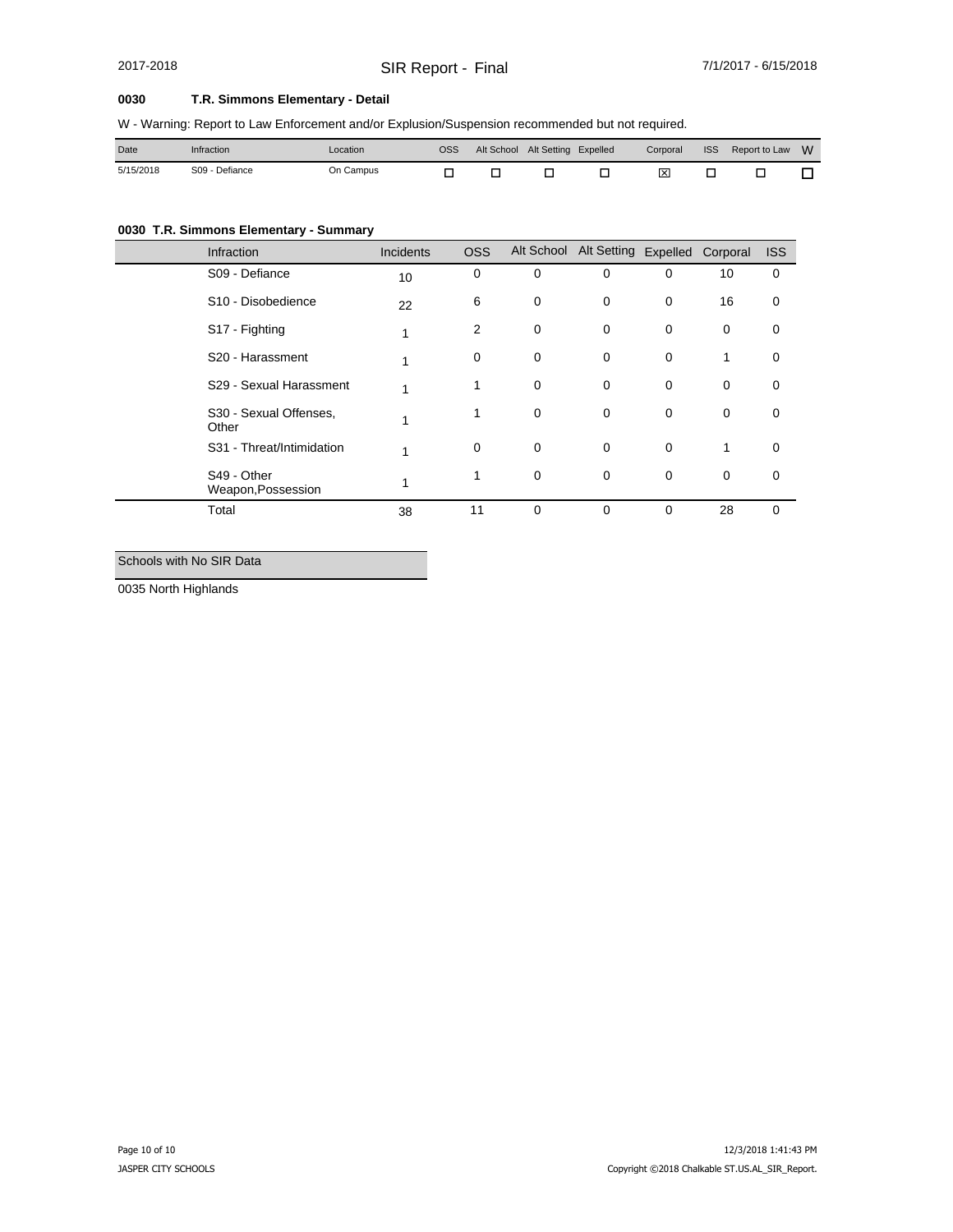**0030 T.R. Simmons Elementary - Detail**

W - Warning: Report to Law Enforcement and/or Explusion/Suspension recommended but not required.

| Date | Infraction | Location | OSS | Alt School | Alt Setting | Expelled | Corporal | ISS | Report to Law | W |
|---|---|---|---|---|---|---|---|---|---|---|
| 5/15/2018 | S09 - Defiance | On Campus | ☐ | ☐ | ☐ | ☐ | ☒ | ☐ | ☐ | ☐ |

**0030 T.R. Simmons Elementary - Summary**

| Infraction | Incidents | OSS | Alt School | Alt Setting | Expelled | Corporal | ISS |
|---|---|---|---|---|---|---|---|
| S09 - Defiance | 10 | 0 | 0 | 0 | 0 | 10 | 0 |
| S10 - Disobedience | 22 | 6 | 0 | 0 | 0 | 16 | 0 |
| S17 - Fighting | 1 | 2 | 0 | 0 | 0 | 0 | 0 |
| S20 - Harassment | 1 | 0 | 0 | 0 | 0 | 1 | 0 |
| S29 - Sexual Harassment | 1 | 1 | 0 | 0 | 0 | 0 | 0 |
| S30 - Sexual Offenses, Other | 1 | 1 | 0 | 0 | 0 | 0 | 0 |
| S31 - Threat/Intimidation | 1 | 0 | 0 | 0 | 0 | 1 | 0 |
| S49 - Other Weapon,Possession | 1 | 1 | 0 | 0 | 0 | 0 | 0 |
| Total | 38 | 11 | 0 | 0 | 0 | 28 | 0 |

Schools with No SIR Data

0035 North Highlands